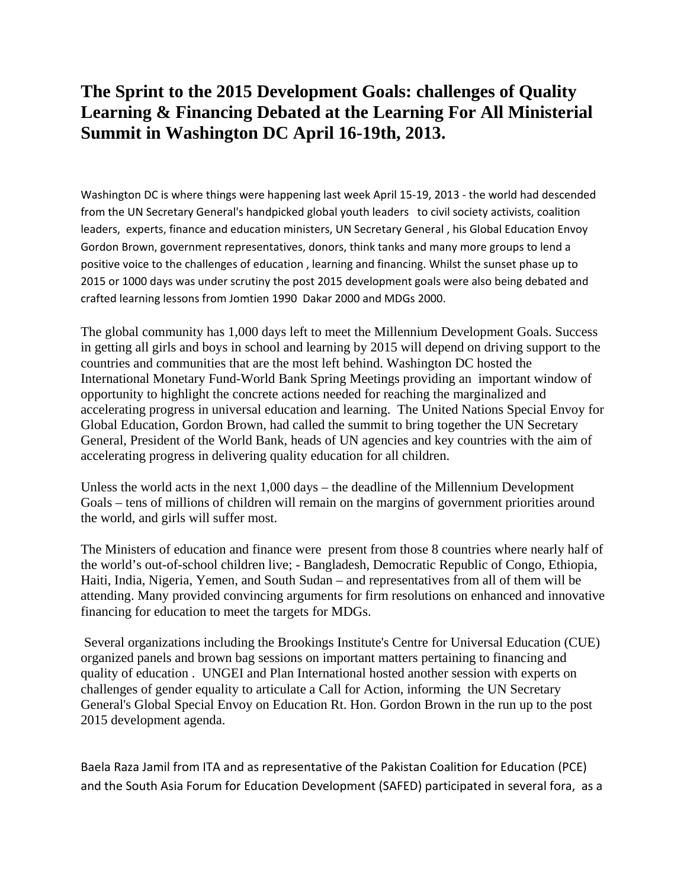# The Sprint to the 2015 Development Goals: challenges of Quality Learning & Financing Debated at the Learning For All Ministerial Summit in Washington DC April 16-19th, 2013.

Washington DC is where things were happening last week April 15-19, 2013 - the world had descended from the UN Secretary General's handpicked global youth leaders to civil society activists, coalition leaders, experts, finance and education ministers, UN Secretary General , his Global Education Envoy Gordon Brown, government representatives, donors, think tanks and many more groups to lend a positive voice to the challenges of education , learning and financing. Whilst the sunset phase up to 2015 or 1000 days was under scrutiny the post 2015 development goals were also being debated and crafted learning lessons from Jomtien 1990 Dakar 2000 and MDGs 2000.

The global community has 1,000 days left to meet the Millennium Development Goals. Success in getting all girls and boys in school and learning by 2015 will depend on driving support to the countries and communities that are the most left behind. Washington DC hosted the International Monetary Fund-World Bank Spring Meetings providing an important window of opportunity to highlight the concrete actions needed for reaching the marginalized and accelerating progress in universal education and learning. The United Nations Special Envoy for Global Education, Gordon Brown, had called the summit to bring together the UN Secretary General, President of the World Bank, heads of UN agencies and key countries with the aim of accelerating progress in delivering quality education for all children.

Unless the world acts in the next 1,000 days – the deadline of the Millennium Development Goals – tens of millions of children will remain on the margins of government priorities around the world, and girls will suffer most.

The Ministers of education and finance were present from those 8 countries where nearly half of the world's out-of-school children live; - Bangladesh, Democratic Republic of Congo, Ethiopia, Haiti, India, Nigeria, Yemen, and South Sudan – and representatives from all of them will be attending. Many provided convincing arguments for firm resolutions on enhanced and innovative financing for education to meet the targets for MDGs.

Several organizations including the Brookings Institute's Centre for Universal Education (CUE) organized panels and brown bag sessions on important matters pertaining to financing and quality of education . UNGEI and Plan International hosted another session with experts on challenges of gender equality to articulate a Call for Action, informing the UN Secretary General's Global Special Envoy on Education Rt. Hon. Gordon Brown in the run up to the post 2015 development agenda.

Baela Raza Jamil from ITA and as representative of the Pakistan Coalition for Education (PCE) and the South Asia Forum for Education Development (SAFED) participated in several fora, as a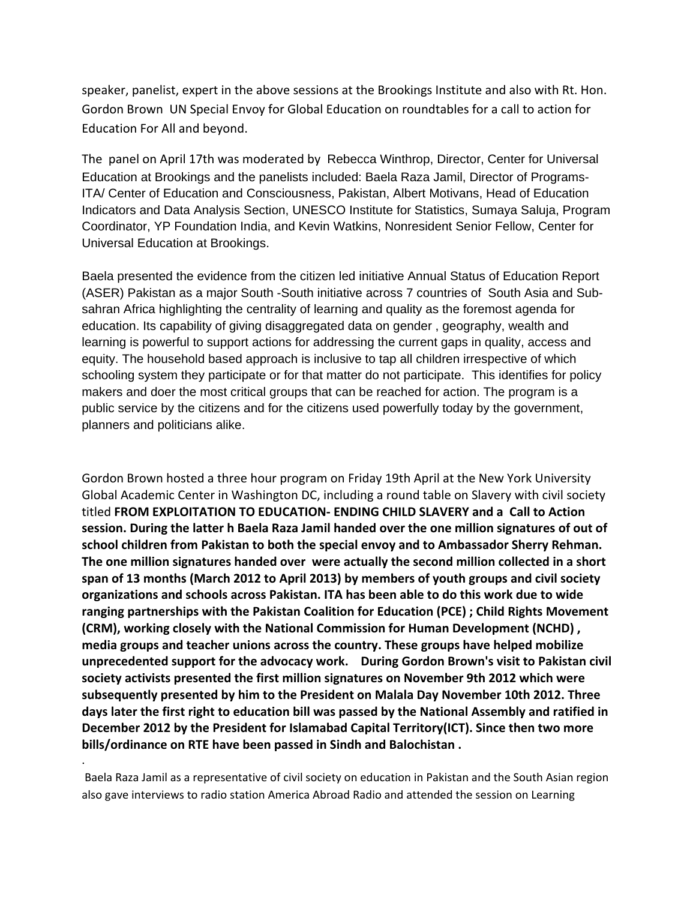speaker, panelist, expert in the above sessions at the Brookings Institute and also with Rt. Hon. Gordon Brown UN Special Envoy for Global Education on roundtables for a call to action for Education For All and beyond.

The panel on April 17th was moderated by Rebecca Winthrop, Director, Center for Universal Education at Brookings and the panelists included: Baela Raza Jamil, Director of Programs- ITA/ Center of Education and Consciousness, Pakistan, Albert Motivans, Head of Education Indicators and Data Analysis Section, UNESCO Institute for Statistics, Sumaya Saluja, Program Coordinator, YP Foundation India, and Kevin Watkins, Nonresident Senior Fellow, Center for Universal Education at Brookings.

Baela presented the evidence from the citizen led initiative Annual Status of Education Report (ASER) Pakistan as a major South -South initiative across 7 countries of South Asia and Sub-sahran Africa highlighting the centrality of learning and quality as the foremost agenda for education. Its capability of giving disaggregated data on gender , geography, wealth and learning is powerful to support actions for addressing the current gaps in quality, access and equity. The household based approach is inclusive to tap all children irrespective of which schooling system they participate or for that matter do not participate. This identifies for policy makers and doer the most critical groups that can be reached for action. The program is a public service by the citizens and for the citizens used powerfully today by the government, planners and politicians alike.

Gordon Brown hosted a three hour program on Friday 19th April at the New York University Global Academic Center in Washington DC, including a round table on Slavery with civil society titled **FROM EXPLOITATION TO EDUCATION- ENDING CHILD SLAVERY and a Call to Action session. During the latter h Baela Raza Jamil handed over the one million signatures of out of school children from Pakistan to both the special envoy and to Ambassador Sherry Rehman. The one million signatures handed over were actually the second million collected in a short span of 13 months (March 2012 to April 2013) by members of youth groups and civil society organizations and schools across Pakistan. ITA has been able to do this work due to wide ranging partnerships with the Pakistan Coalition for Education (PCE) ; Child Rights Movement (CRM), working closely with the National Commission for Human Development (NCHD) , media groups and teacher unions across the country. These groups have helped mobilize unprecedented support for the advocacy work. During Gordon Brown's visit to Pakistan civil society activists presented the first million signatures on November 9th 2012 which were subsequently presented by him to the President on Malala Day November 10th 2012. Three days later the first right to education bill was passed by the National Assembly and ratified in December 2012 by the President for Islamabad Capital Territory(ICT). Since then two more bills/ordinance on RTE have been passed in Sindh and Balochistan .**

Baela Raza Jamil as a representative of civil society on education in Pakistan and the South Asian region also gave interviews to radio station America Abroad Radio and attended the session on Learning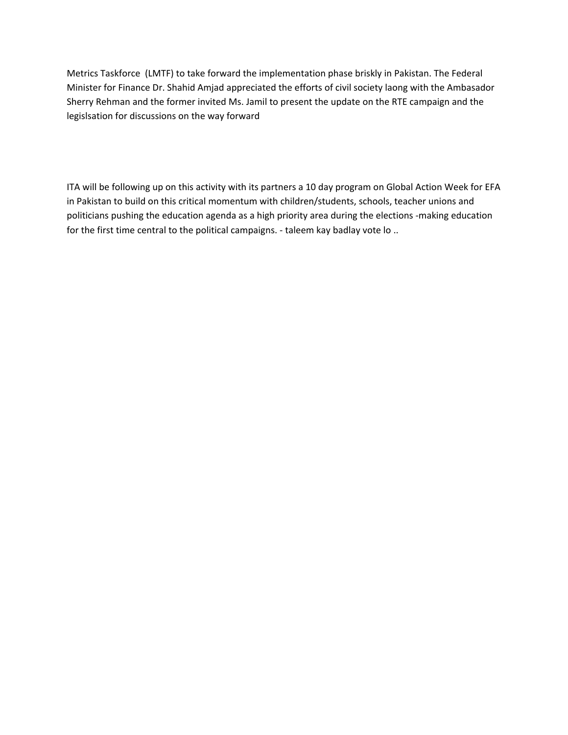Metrics Taskforce (LMTF) to take forward the implementation phase briskly in Pakistan. The Federal Minister for Finance Dr. Shahid Amjad appreciated the efforts of civil society laong with the Ambasador Sherry Rehman and the former invited Ms. Jamil to present the update on the RTE campaign and the legislsation for discussions on the way forward

ITA will be following up on this activity with its partners a 10 day program on Global Action Week for EFA in Pakistan to build on this critical momentum with children/students, schools, teacher unions and politicians pushing the education agenda as a high priority area during the elections -making education for the first time central to the political campaigns. - taleem kay badlay vote lo ..